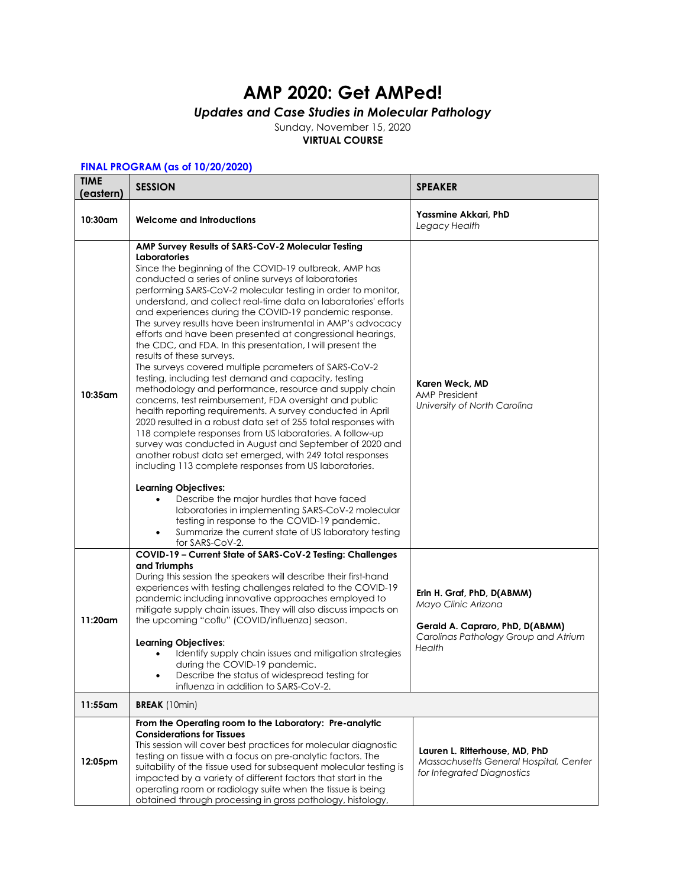# AMP 2020: Get AMPed!

## *Updates and Case Studies in Molecular Pathology*

Sunday, November 15, 2020

**VIRTUAL COURSE**

### FINAL PROGRAM (as of 10/20/2020)

| TIME (eastern) | SESSION | SPEAKER |
|---|---|---|
| 10:30am | **Welcome and Introductions** | **Yassmine Akkari, PhD**<br>*Legacy Health* |
| 10:35am | **AMP Survey Results of SARS-CoV-2 Molecular Testing Laboratories**<br>Since the beginning of the COVID-19 outbreak, AMP has conducted a series of online surveys of laboratories performing SARS-CoV-2 molecular testing in order to monitor, understand, and collect real-time data on laboratories' efforts and experiences during the COVID-19 pandemic response. The survey results have been instrumental in AMP's advocacy efforts and have been presented at congressional hearings, the CDC, and FDA. In this presentation, I will present the results of these surveys.<br>The surveys covered multiple parameters of SARS-CoV-2 testing, including test demand and capacity, testing methodology and performance, resource and supply chain concerns, test reimbursement, FDA oversight and public health reporting requirements. A survey conducted in April 2020 resulted in a robust data set of 255 total responses with 118 complete responses from US laboratories. A follow-up survey was conducted in August and September of 2020 and another robust data set emerged, with 249 total responses including 113 complete responses from US laboratories.<br><br>**Learning Objectives:**<br>• Describe the major hurdles that have faced laboratories in implementing SARS-CoV-2 molecular testing in response to the COVID-19 pandemic.<br>• Summarize the current state of US laboratory testing for SARS-CoV-2. | **Karen Weck, MD**<br>AMP President<br>*University of North Carolina* |
| 11:20am | **COVID-19 – Current State of SARS-CoV-2 Testing: Challenges and Triumphs**<br>During this session the speakers will describe their first-hand experiences with testing challenges related to the COVID-19 pandemic including innovative approaches employed to mitigate supply chain issues. They will also discuss impacts on the upcoming "coflu" (COVID/influenza) season.<br><br>**Learning Objectives**:<br>• Identify supply chain issues and mitigation strategies during the COVID-19 pandemic.<br>• Describe the status of widespread testing for influenza in addition to SARS-CoV-2. | **Erin H. Graf, PhD, D(ABMM)**<br>*Mayo Clinic Arizona*<br><br>**Gerald A. Capraro, PhD, D(ABMM)**<br>*Carolinas Pathology Group and Atrium Health* |
| 11:55am | **BREAK** (10min) | |
| 12:05pm | **From the Operating room to the Laboratory: Pre-analytic Considerations for Tissues**<br>This session will cover best practices for molecular diagnostic testing on tissue with a focus on pre-analytic factors. The suitability of the tissue used for subsequent molecular testing is impacted by a variety of different factors that start in the operating room or radiology suite when the tissue is being obtained through processing in gross pathology, histology, | **Lauren L. Ritterhouse, MD, PhD**<br>*Massachusetts General Hospital, Center for Integrated Diagnostics* |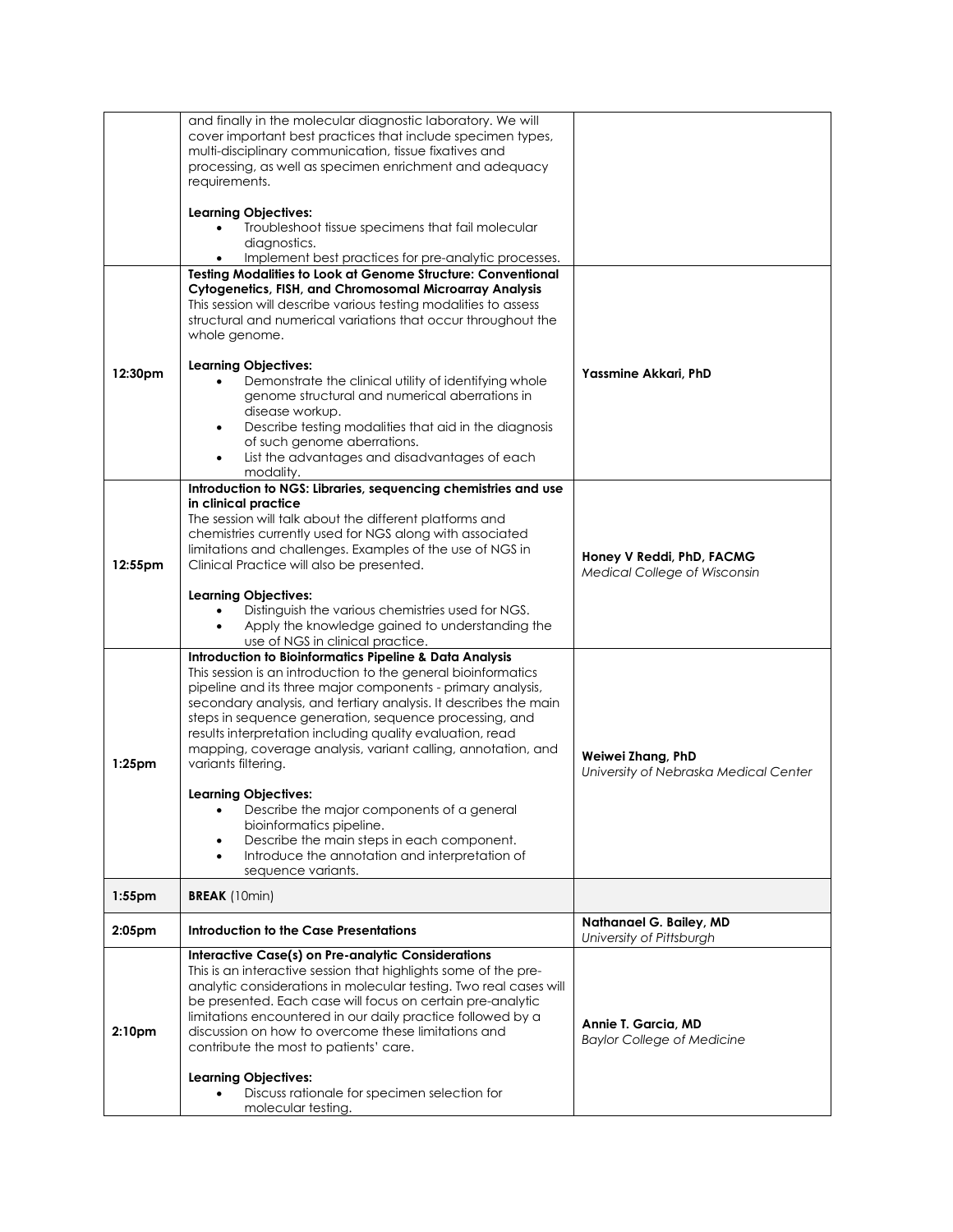| | | |
|---|---|---|
| | and finally in the molecular diagnostic laboratory. We will cover important best practices that include specimen types, multi-disciplinary communication, tissue fixatives and processing, as well as specimen enrichment and adequacy requirements.<br><br>**Learning Objectives:**<br>• Troubleshoot tissue specimens that fail molecular diagnostics.<br>• Implement best practices for pre-analytic processes. | |
| **12:30pm** | **Testing Modalities to Look at Genome Structure: Conventional Cytogenetics, FISH, and Chromosomal Microarray Analysis**<br>This session will describe various testing modalities to assess structural and numerical variations that occur throughout the whole genome.<br><br>**Learning Objectives:**<br>• Demonstrate the clinical utility of identifying whole genome structural and numerical aberrations in disease workup.<br>• Describe testing modalities that aid in the diagnosis of such genome aberrations.<br>• List the advantages and disadvantages of each modality. | **Yassmine Akkari, PhD** |
| **12:55pm** | **Introduction to NGS: Libraries, sequencing chemistries and use in clinical practice**<br>The session will talk about the different platforms and chemistries currently used for NGS along with associated limitations and challenges. Examples of the use of NGS in Clinical Practice will also be presented.<br><br>**Learning Objectives:**<br>• Distinguish the various chemistries used for NGS.<br>• Apply the knowledge gained to understanding the use of NGS in clinical practice. | **Honey V Reddi, PhD, FACMG**<br>*Medical College of Wisconsin* |
| **1:25pm** | **Introduction to Bioinformatics Pipeline & Data Analysis**<br>This session is an introduction to the general bioinformatics pipeline and its three major components - primary analysis, secondary analysis, and tertiary analysis. It describes the main steps in sequence generation, sequence processing, and results interpretation including quality evaluation, read mapping, coverage analysis, variant calling, annotation, and variants filtering.<br><br>**Learning Objectives:**<br>• Describe the major components of a general bioinformatics pipeline.<br>• Describe the main steps in each component.<br>• Introduce the annotation and interpretation of sequence variants. | **Weiwei Zhang, PhD**<br>*University of Nebraska Medical Center* |
| **1:55pm** | **BREAK** (10min) | |
| **2:05pm** | **Introduction to the Case Presentations** | **Nathanael G. Bailey, MD**<br>*University of Pittsburgh* |
| **2:10pm** | **Interactive Case(s) on Pre-analytic Considerations**<br>This is an interactive session that highlights some of the pre-analytic considerations in molecular testing. Two real cases will be presented. Each case will focus on certain pre-analytic limitations encountered in our daily practice followed by a discussion on how to overcome these limitations and contribute the most to patients' care.<br><br>**Learning Objectives:**<br>• Discuss rationale for specimen selection for molecular testing. | **Annie T. Garcia, MD**<br>*Baylor College of Medicine* |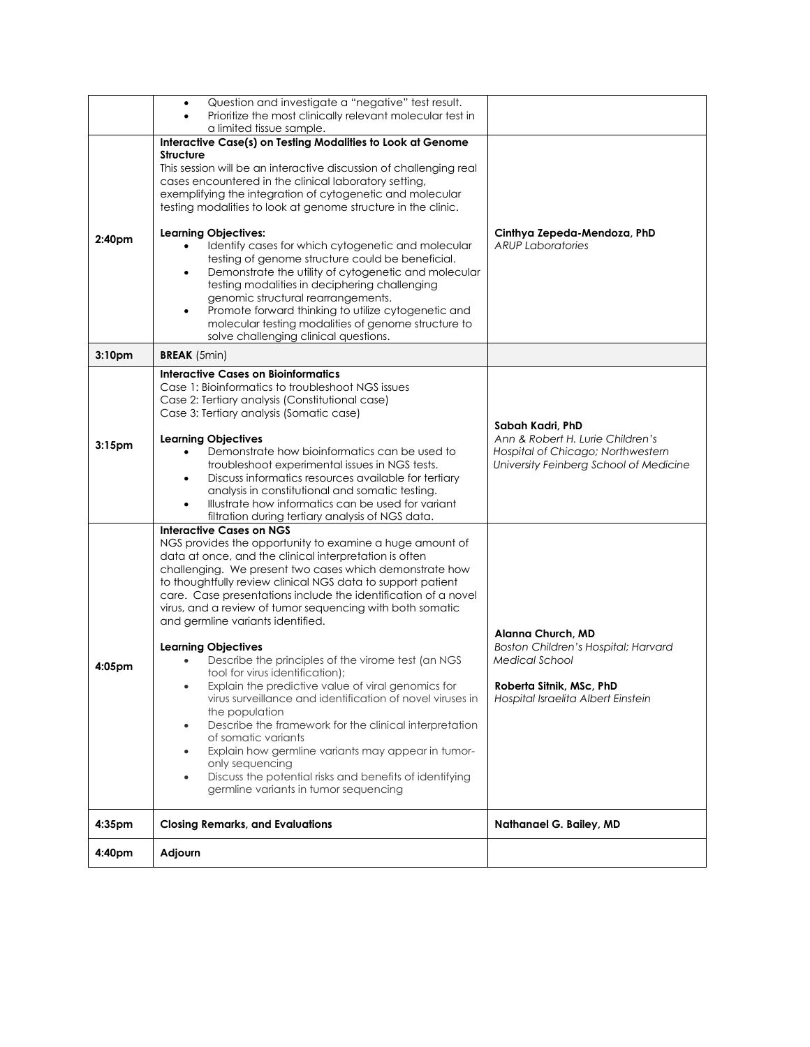| | | |
|---|---|---|
| | • Question and investigate a "negative" test result.<br>• Prioritize the most clinically relevant molecular test in a limited tissue sample. | |
| 2:40pm | **Interactive Case(s) on Testing Modalities to Look at Genome Structure**<br>This session will be an interactive discussion of challenging real cases encountered in the clinical laboratory setting, exemplifying the integration of cytogenetic and molecular testing modalities to look at genome structure in the clinic.<br><br>**Learning Objectives:**<br>• Identify cases for which cytogenetic and molecular testing of genome structure could be beneficial.<br>• Demonstrate the utility of cytogenetic and molecular testing modalities in deciphering challenging genomic structural rearrangements.<br>• Promote forward thinking to utilize cytogenetic and molecular testing modalities of genome structure to solve challenging clinical questions. | **Cinthya Zepeda-Mendoza, PhD**<br>*ARUP Laboratories* |
| **3:10pm** | **BREAK** (5min) | |
| 3:15pm | **Interactive Cases on Bioinformatics**<br>Case 1: Bioinformatics to troubleshoot NGS issues<br>Case 2: Tertiary analysis (Constitutional case)<br>Case 3: Tertiary analysis (Somatic case)<br><br>**Learning Objectives**<br>• Demonstrate how bioinformatics can be used to troubleshoot experimental issues in NGS tests.<br>• Discuss informatics resources available for tertiary analysis in constitutional and somatic testing.<br>• Illustrate how informatics can be used for variant filtration during tertiary analysis of NGS data. | **Sabah Kadri, PhD**<br>*Ann & Robert H. Lurie Children's Hospital of Chicago; Northwestern University Feinberg School of Medicine* |
| 4:05pm | **Interactive Cases on NGS**<br>NGS provides the opportunity to examine a huge amount of data at once, and the clinical interpretation is often challenging. We present two cases which demonstrate how to thoughtfully review clinical NGS data to support patient care. Case presentations include the identification of a novel virus, and a review of tumor sequencing with both somatic and germline variants identified.<br><br>**Learning Objectives**<br>• Describe the principles of the virome test (an NGS tool for virus identification);<br>• Explain the predictive value of viral genomics for virus surveillance and identification of novel viruses in the population<br>• Describe the framework for the clinical interpretation of somatic variants<br>• Explain how germline variants may appear in tumor-only sequencing<br>• Discuss the potential risks and benefits of identifying germline variants in tumor sequencing | **Alanna Church, MD**<br>*Boston Children's Hospital; Harvard Medical School*<br><br>**Roberta Sitnik, MSc, PhD**<br>*Hospital Israelita Albert Einstein* |
| 4:35pm | **Closing Remarks, and Evaluations** | **Nathanael G. Bailey, MD** |
| 4:40pm | **Adjourn** | |